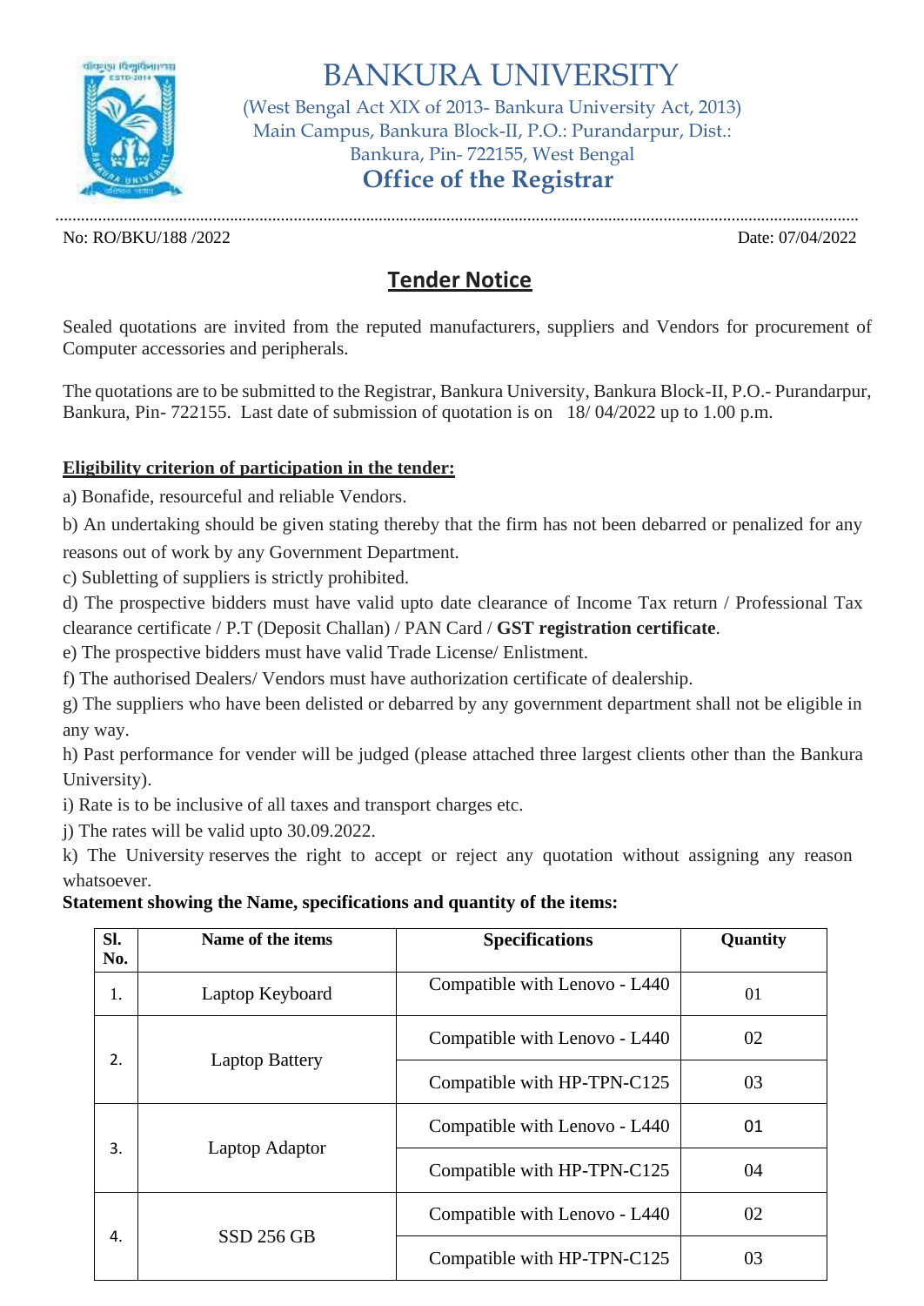# BANKURA UNIVERSITY

(West Bengal Act XIX of 2013- Bankura University Act, 2013)
Main Campus, Bankura Block-II, P.O.: Purandarpur, Dist.: Bankura, Pin- 722155, West Bengal

## Office of the Registrar

No: RO/BKU/188 /2022 Date: 07/04/2022

## Tender Notice

Sealed quotations are invited from the reputed manufacturers, suppliers and Vendors for procurement of Computer accessories and peripherals.

The quotations are to be submitted to the Registrar, Bankura University, Bankura Block-II, P.O.- Purandarpur, Bankura, Pin- 722155. Last date of submission of quotation is on 18/ 04/2022 up to 1.00 p.m.

**Eligibility criterion of participation in the tender:**

a) Bonafide, resourceful and reliable Vendors.

b) An undertaking should be given stating thereby that the firm has not been debarred or penalized for any reasons out of work by any Government Department.

c) Subletting of suppliers is strictly prohibited.

d) The prospective bidders must have valid upto date clearance of Income Tax return / Professional Tax clearance certificate / P.T (Deposit Challan) / PAN Card / **GST registration certificate**.

e) The prospective bidders must have valid Trade License/ Enlistment.

f) The authorised Dealers/ Vendors must have authorization certificate of dealership.

g) The suppliers who have been delisted or debarred by any government department shall not be eligible in any way.

h) Past performance for vender will be judged (please attached three largest clients other than the Bankura University).

i) Rate is to be inclusive of all taxes and transport charges etc.

j) The rates will be valid upto 30.09.2022.

k) The University reserves the right to accept or reject any quotation without assigning any reason whatsoever.

**Statement showing the Name, specifications and quantity of the items:**

| Sl. No. | Name of the items | Specifications | Quantity |
|---|---|---|---|
| 1. | Laptop Keyboard | Compatible with Lenovo - L440 | 01 |
| 2. | Laptop Battery | Compatible with Lenovo - L440 | 02 |
| | | Compatible with HP-TPN-C125 | 03 |
| 3. | Laptop Adaptor | Compatible with Lenovo - L440 | 01 |
| | | Compatible with HP-TPN-C125 | 04 |
| 4. | SSD 256 GB | Compatible with Lenovo - L440 | 02 |
| | | Compatible with HP-TPN-C125 | 03 |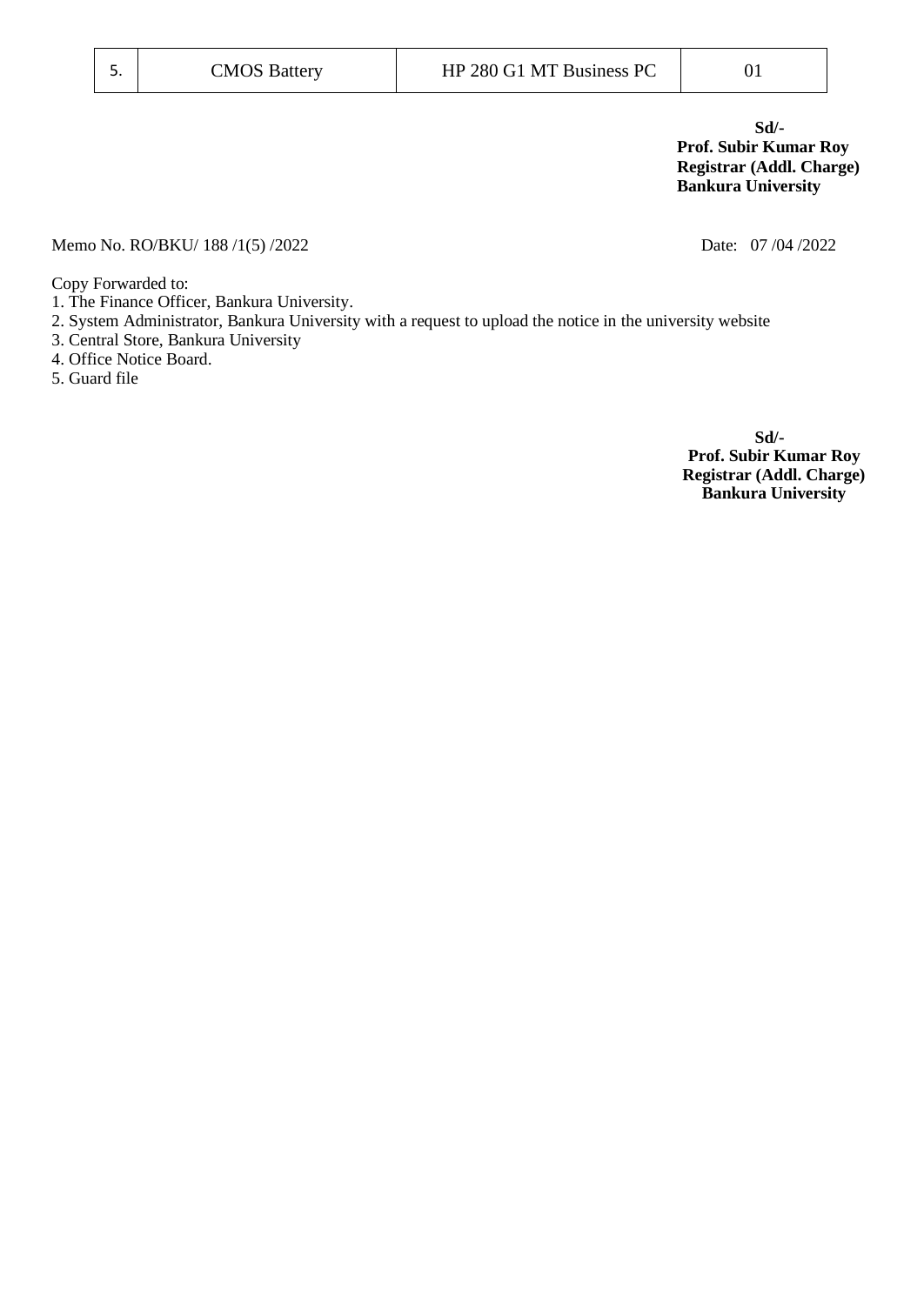| | | | |
|---|---|---|---|
| 5. | CMOS Battery | HP 280 G1 MT Business PC | 01 |

**Sd/-**
**Prof. Subir Kumar Roy**
**Registrar (Addl. Charge)**
**Bankura University**

Memo No. RO/BKU/ 188 /1(5) /2022 Date: 07 /04 /2022

Copy Forwarded to:

1. The Finance Officer, Bankura University.
2. System Administrator, Bankura University with a request to upload the notice in the university website
3. Central Store, Bankura University
4. Office Notice Board.
5. Guard file

**Sd/-**
**Prof. Subir Kumar Roy**
**Registrar (Addl. Charge)**
**Bankura University**